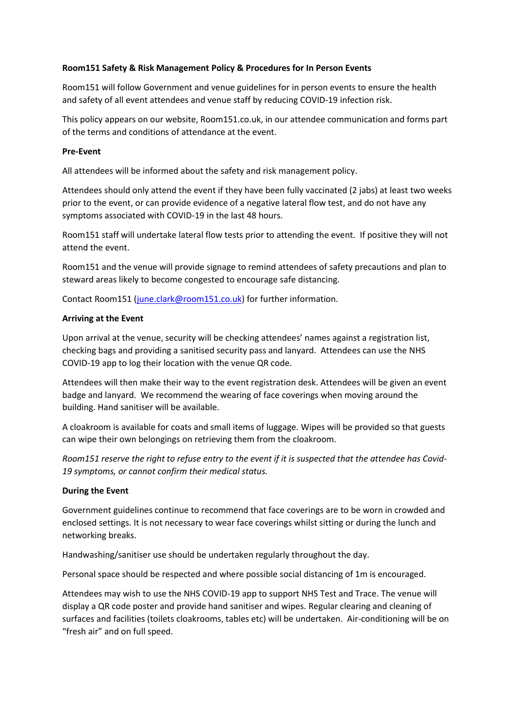**Room151 Safety & Risk Management Policy & Procedures for In Person Events**

Room151 will follow Government and venue guidelines for in person events to ensure the health and safety of all event attendees and venue staff by reducing COVID-19 infection risk.

This policy appears on our website, Room151.co.uk, in our attendee communication and forms part of the terms and conditions of attendance at the event.

**Pre-Event**

All attendees will be informed about the safety and risk management policy.

Attendees should only attend the event if they have been fully vaccinated (2 jabs) at least two weeks prior to the event, or can provide evidence of a negative lateral flow test, and do not have any symptoms associated with COVID-19 in the last 48 hours.

Room151 staff will undertake lateral flow tests prior to attending the event. If positive they will not attend the event.

Room151 and the venue will provide signage to remind attendees of safety precautions and plan to steward areas likely to become congested to encourage safe distancing.

Contact Room151 (june.clark@room151.co.uk) for further information.

**Arriving at the Event**

Upon arrival at the venue, security will be checking attendees' names against a registration list, checking bags and providing a sanitised security pass and lanyard. Attendees can use the NHS COVID-19 app to log their location with the venue QR code.

Attendees will then make their way to the event registration desk. Attendees will be given an event badge and lanyard. We recommend the wearing of face coverings when moving around the building. Hand sanitiser will be available.

A cloakroom is available for coats and small items of luggage. Wipes will be provided so that guests can wipe their own belongings on retrieving them from the cloakroom.

*Room151 reserve the right to refuse entry to the event if it is suspected that the attendee has Covid-19 symptoms, or cannot confirm their medical status.*

**During the Event**

Government guidelines continue to recommend that face coverings are to be worn in crowded and enclosed settings. It is not necessary to wear face coverings whilst sitting or during the lunch and networking breaks.

Handwashing/sanitiser use should be undertaken regularly throughout the day.

Personal space should be respected and where possible social distancing of 1m is encouraged.

Attendees may wish to use the NHS COVID-19 app to support NHS Test and Trace. The venue will display a QR code poster and provide hand sanitiser and wipes. Regular clearing and cleaning of surfaces and facilities (toilets cloakrooms, tables etc) will be undertaken. Air-conditioning will be on "fresh air" and on full speed.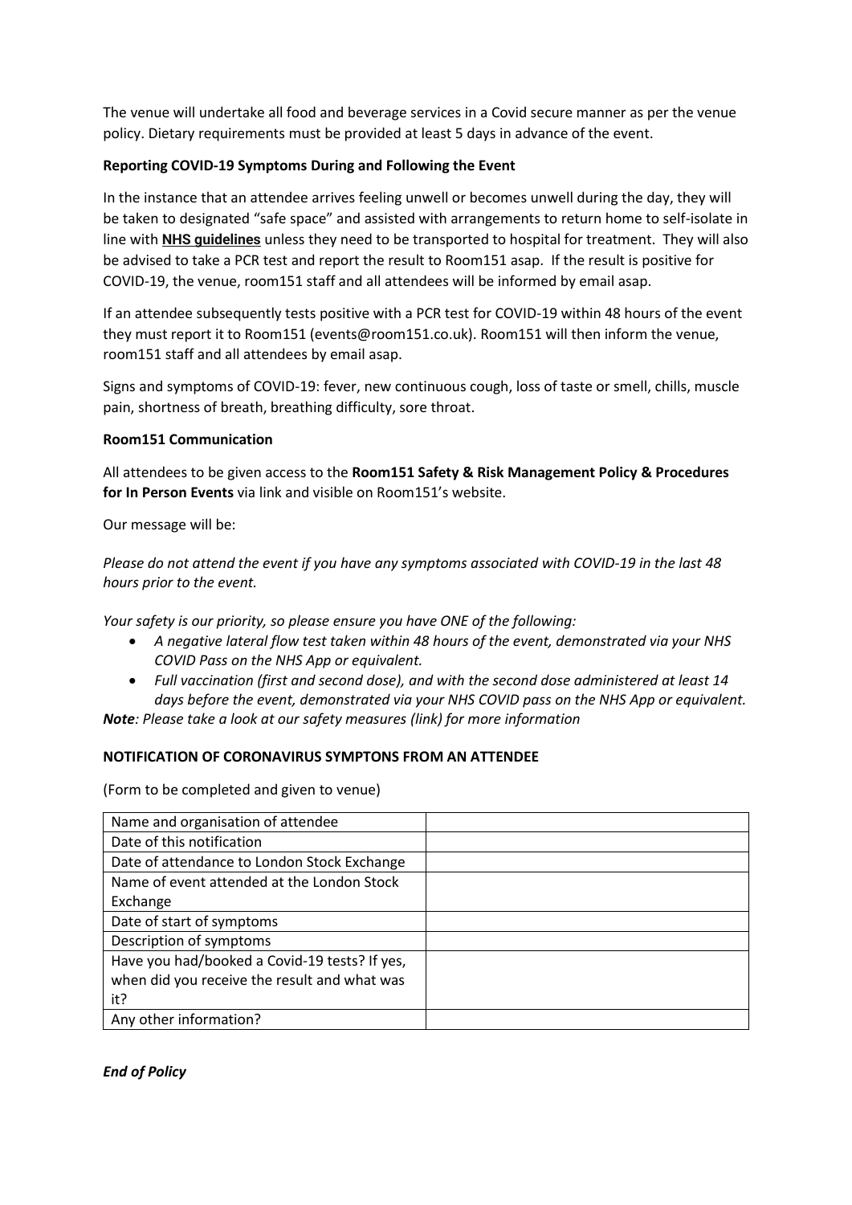The venue will undertake all food and beverage services in a Covid secure manner as per the venue policy. Dietary requirements must be provided at least 5 days in advance of the event.

**Reporting COVID-19 Symptoms During and Following the Event**

In the instance that an attendee arrives feeling unwell or becomes unwell during the day, they will be taken to designated "safe space" and assisted with arrangements to return home to self-isolate in line with **NHS guidelines** unless they need to be transported to hospital for treatment. They will also be advised to take a PCR test and report the result to Room151 asap. If the result is positive for COVID-19, the venue, room151 staff and all attendees will be informed by email asap.

If an attendee subsequently tests positive with a PCR test for COVID-19 within 48 hours of the event they must report it to Room151 (events@room151.co.uk). Room151 will then inform the venue, room151 staff and all attendees by email asap.

Signs and symptoms of COVID-19: fever, new continuous cough, loss of taste or smell, chills, muscle pain, shortness of breath, breathing difficulty, sore throat.

**Room151 Communication**

All attendees to be given access to the **Room151 Safety & Risk Management Policy & Procedures for In Person Events** via link and visible on Room151's website.

Our message will be:

*Please do not attend the event if you have any symptoms associated with COVID-19 in the last 48 hours prior to the event.*

*Your safety is our priority, so please ensure you have ONE of the following:*

- *A negative lateral flow test taken within 48 hours of the event, demonstrated via your NHS COVID Pass on the NHS App or equivalent.*
- *Full vaccination (first and second dose), and with the second dose administered at least 14 days before the event, demonstrated via your NHS COVID pass on the NHS App or equivalent.*

***Note**: Please take a look at our safety measures (link) for more information*

**NOTIFICATION OF CORONAVIRUS SYMPTONS FROM AN ATTENDEE**

(Form to be completed and given to venue)

| | |
|---|---|
| Name and organisation of attendee | |
| Date of this notification | |
| Date of attendance to London Stock Exchange | |
| Name of event attended at the London Stock Exchange | |
| Date of start of symptoms | |
| Description of symptoms | |
| Have you had/booked a Covid-19 tests? If yes, when did you receive the result and what was it? | |
| Any other information? | |

***End of Policy***